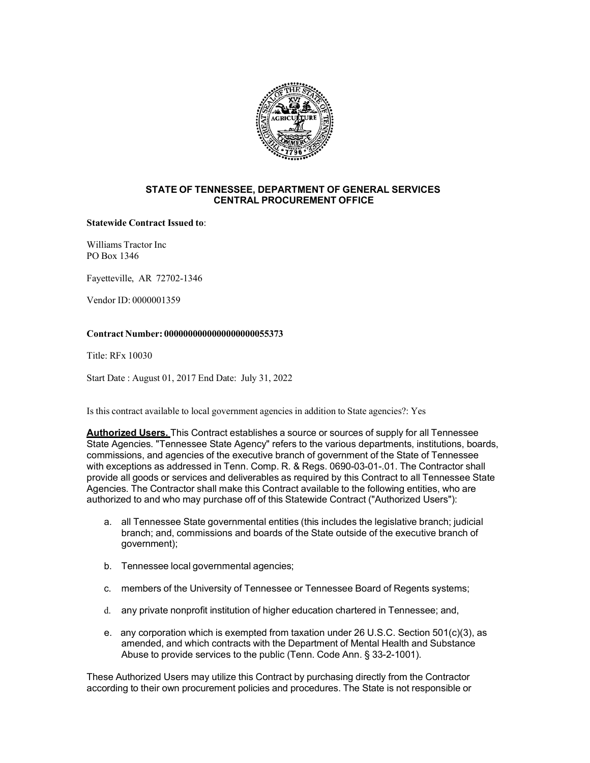## STATE OF TENNESSEE, DEPARTMENT OF GENERAL SERVICES
## CENTRAL PROCUREMENT OFFICE

**Statewide Contract Issued to**:

Williams Tractor Inc
PO Box 1346

Fayetteville, AR 72702-1346

Vendor ID: 0000001359

**Contract Number: 0000000000000000000055373**

Title: RFx 10030

Start Date : August 01, 2017 End Date: July 31, 2022

Is this contract available to local government agencies in addition to State agencies?: Yes

**Authorized Users.** This Contract establishes a source or sources of supply for all Tennessee State Agencies. "Tennessee State Agency" refers to the various departments, institutions, boards, commissions, and agencies of the executive branch of government of the State of Tennessee with exceptions as addressed in Tenn. Comp. R. & Regs. 0690-03-01-.01. The Contractor shall provide all goods or services and deliverables as required by this Contract to all Tennessee State Agencies. The Contractor shall make this Contract available to the following entities, who are authorized to and who may purchase off of this Statewide Contract ("Authorized Users"):

a. all Tennessee State governmental entities (this includes the legislative branch; judicial branch; and, commissions and boards of the State outside of the executive branch of government);

b. Tennessee local governmental agencies;

c. members of the University of Tennessee or Tennessee Board of Regents systems;

d. any private nonprofit institution of higher education chartered in Tennessee; and,

e. any corporation which is exempted from taxation under 26 U.S.C. Section 501(c)(3), as amended, and which contracts with the Department of Mental Health and Substance Abuse to provide services to the public (Tenn. Code Ann. § 33-2-1001).

These Authorized Users may utilize this Contract by purchasing directly from the Contractor according to their own procurement policies and procedures. The State is not responsible or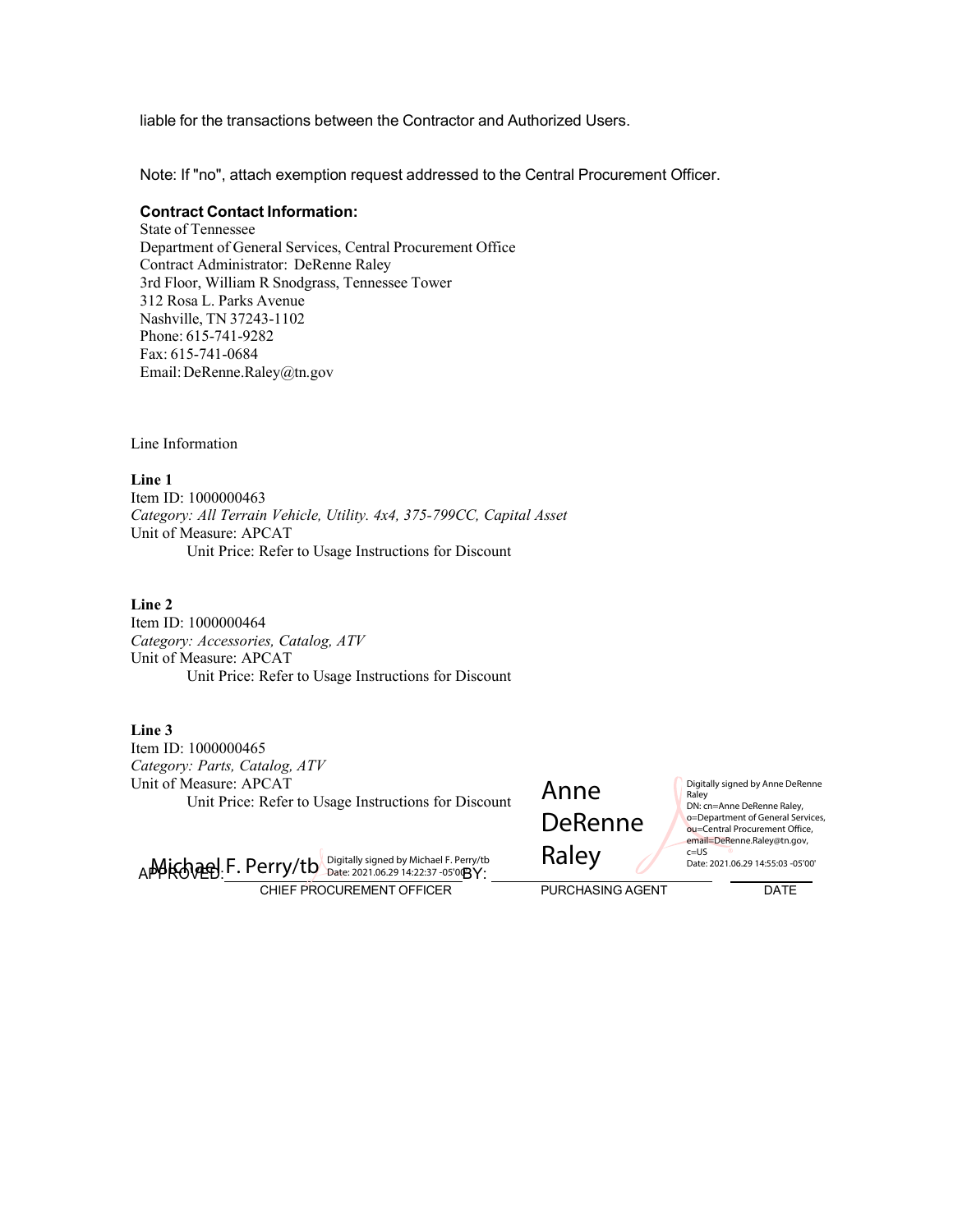liable for the transactions between the Contractor and Authorized Users.

Note: If "no", attach exemption request addressed to the Central Procurement Officer.

**Contract Contact Information:**
State of Tennessee
Department of General Services, Central Procurement Office
Contract Administrator: DeRenne Raley
3rd Floor, William R Snodgrass, Tennessee Tower
312 Rosa L. Parks Avenue
Nashville, TN 37243-1102
Phone: 615-741-9282
Fax: 615-741-0684
Email: DeRenne.Raley@tn.gov

Line Information

**Line 1**
Item ID: 1000000463
*Category: All Terrain Vehicle, Utility. 4x4, 375-799CC, Capital Asset*
Unit of Measure: APCAT
Unit Price: Refer to Usage Instructions for Discount

**Line 2**
Item ID: 1000000464
*Category: Accessories, Catalog, ATV*
Unit of Measure: APCAT
Unit Price: Refer to Usage Instructions for Discount

**Line 3**
Item ID: 1000000465
*Category: Parts, Catalog, ATV*
Unit of Measure: APCAT
Unit Price: Refer to Usage Instructions for Discount

APPROVED: Michael F. Perry/tb Digitally signed by Michael F. Perry/tb Date: 2021.06.29 14:22:37 -05'00'
CHIEF PROCUREMENT OFFICER

BY: Anne DeRenne Raley Digitally signed by Anne DeRenne Raley DN: cn=Anne DeRenne Raley, o=Department of General Services, ou=Central Procurement Office, email=DeRenne.Raley@tn.gov, c=US Date: 2021.06.29 14:55:03 -05'00'
PURCHASING AGENT

DATE